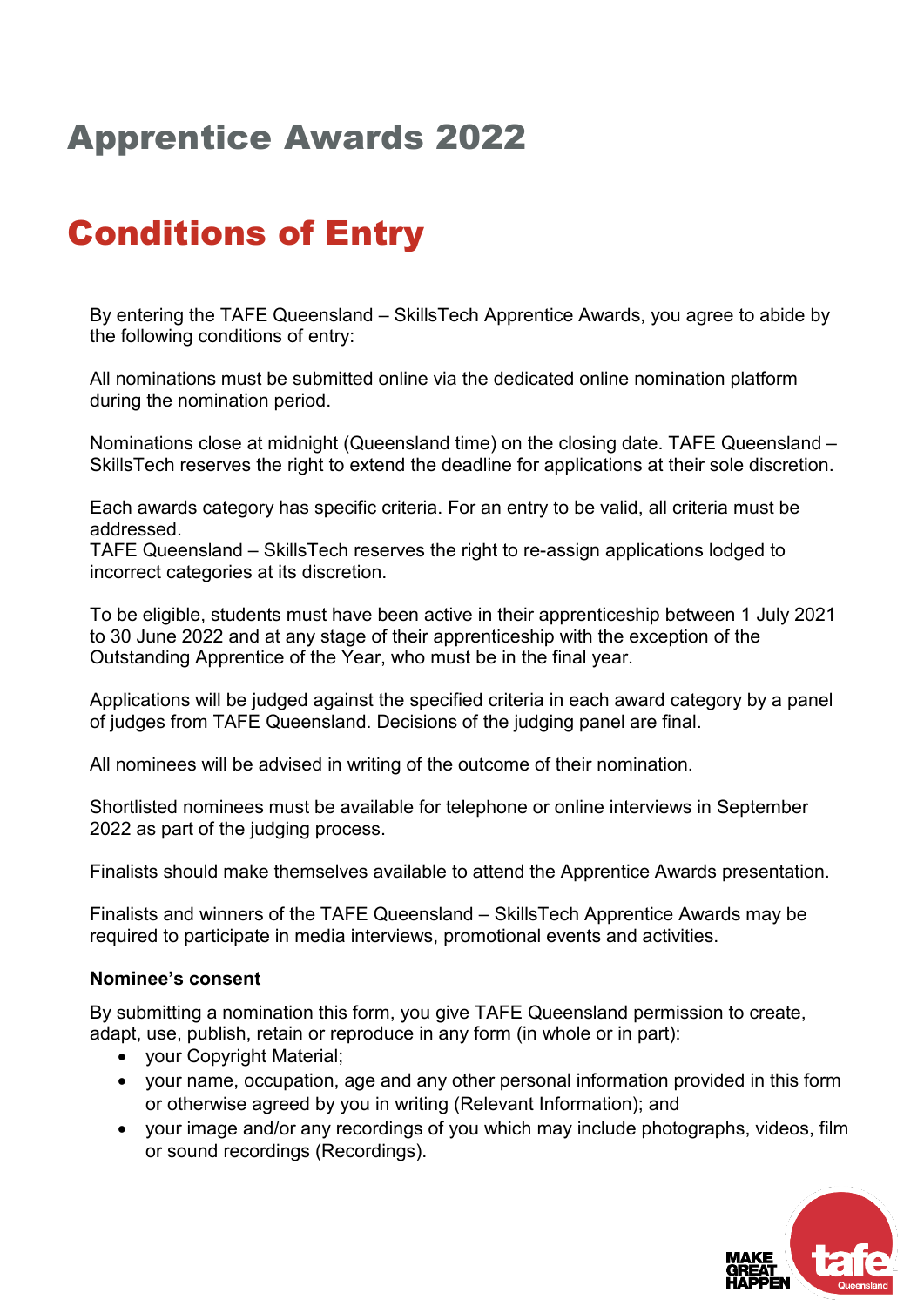# Apprentice Awards 2022

# Conditions of Entry

By entering the TAFE Queensland – SkillsTech Apprentice Awards, you agree to abide by the following conditions of entry:

All nominations must be submitted online via the dedicated online nomination platform during the nomination period.

Nominations close at midnight (Queensland time) on the closing date. TAFE Queensland – SkillsTech reserves the right to extend the deadline for applications at their sole discretion.

Each awards category has specific criteria. For an entry to be valid, all criteria must be addressed.
TAFE Queensland – SkillsTech reserves the right to re-assign applications lodged to incorrect categories at its discretion.

To be eligible, students must have been active in their apprenticeship between 1 July 2021 to 30 June 2022 and at any stage of their apprenticeship with the exception of the Outstanding Apprentice of the Year, who must be in the final year.

Applications will be judged against the specified criteria in each award category by a panel of judges from TAFE Queensland. Decisions of the judging panel are final.

All nominees will be advised in writing of the outcome of their nomination.

Shortlisted nominees must be available for telephone or online interviews in September 2022 as part of the judging process.

Finalists should make themselves available to attend the Apprentice Awards presentation.

Finalists and winners of the TAFE Queensland – SkillsTech Apprentice Awards may be required to participate in media interviews, promotional events and activities.

**Nominee's consent**

By submitting a nomination this form, you give TAFE Queensland permission to create, adapt, use, publish, retain or reproduce in any form (in whole or in part):

- your Copyright Material;
- your name, occupation, age and any other personal information provided in this form or otherwise agreed by you in writing (Relevant Information); and
- your image and/or any recordings of you which may include photographs, videos, film or sound recordings (Recordings).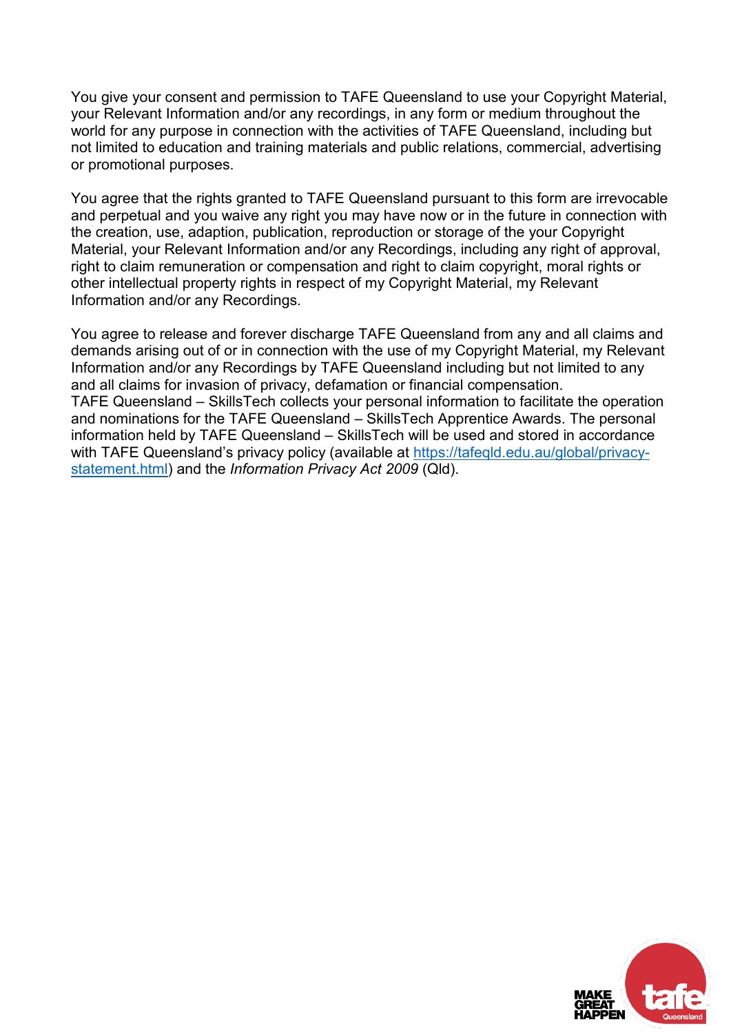You give your consent and permission to TAFE Queensland to use your Copyright Material, your Relevant Information and/or any recordings, in any form or medium throughout the world for any purpose in connection with the activities of TAFE Queensland, including but not limited to education and training materials and public relations, commercial, advertising or promotional purposes.

You agree that the rights granted to TAFE Queensland pursuant to this form are irrevocable and perpetual and you waive any right you may have now or in the future in connection with the creation, use, adaption, publication, reproduction or storage of the your Copyright Material, your Relevant Information and/or any Recordings, including any right of approval, right to claim remuneration or compensation and right to claim copyright, moral rights or other intellectual property rights in respect of my Copyright Material, my Relevant Information and/or any Recordings.

You agree to release and forever discharge TAFE Queensland from any and all claims and demands arising out of or in connection with the use of my Copyright Material, my Relevant Information and/or any Recordings by TAFE Queensland including but not limited to any and all claims for invasion of privacy, defamation or financial compensation.
TAFE Queensland – SkillsTech collects your personal information to facilitate the operation and nominations for the TAFE Queensland – SkillsTech Apprentice Awards. The personal information held by TAFE Queensland – SkillsTech will be used and stored in accordance with TAFE Queensland's privacy policy (available at [https://tafeqld.edu.au/global/privacy-statement.html](https://tafeqld.edu.au/global/privacy-statement.html)) and the *Information Privacy Act 2009* (Qld).